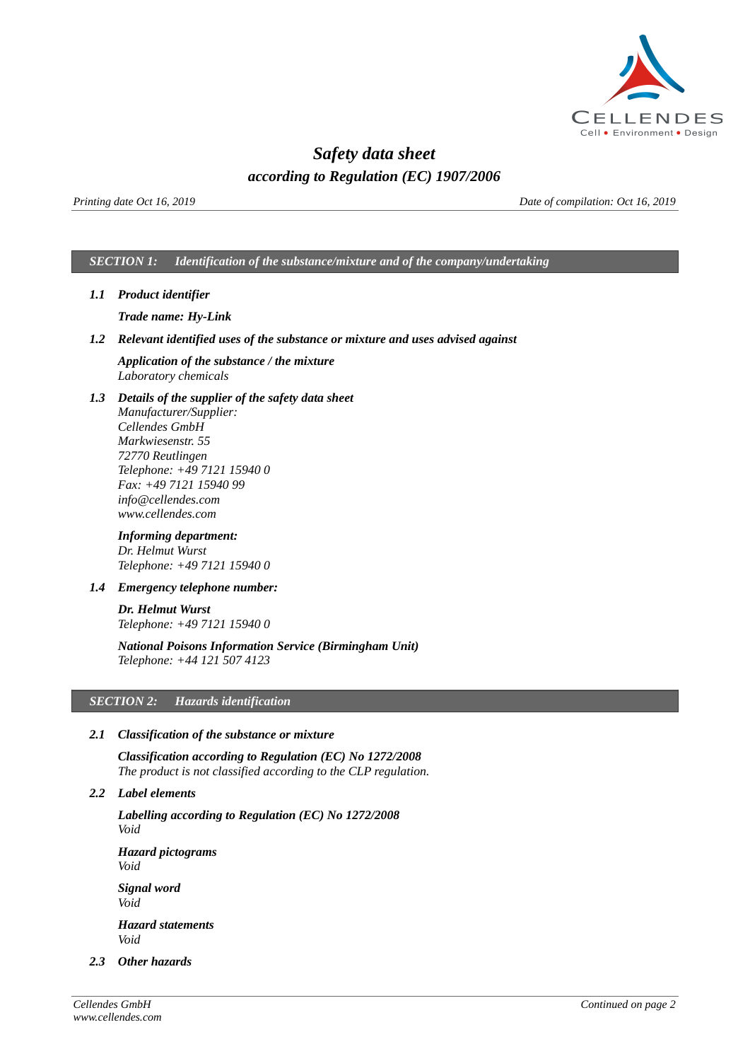# *Safety data sheet*

## *according to Regulation (EC) 1907/2006*

*Printing date Oct 16, 2019* — *Date of compilation: Oct 16, 2019*

## *SECTION 1: Identification of the substance/mixture and of the company/undertaking*

### *1.1 Product identifier*

***Trade name: Hy-Link***

### *1.2 Relevant identified uses of the substance or mixture and uses advised against*

***Application of the substance / the mixture***
*Laboratory chemicals*

### *1.3 Details of the supplier of the safety data sheet*

*Manufacturer/Supplier:*
*Cellendes GmbH*
*Markwiesenstr. 55*
*72770 Reutlingen*
*Telephone: +49 7121 15940 0*
*Fax: +49 7121 15940 99*
*info@cellendes.com*
*www.cellendes.com*

***Informing department:***
*Dr. Helmut Wurst*
*Telephone: +49 7121 15940 0*

### *1.4 Emergency telephone number:*

***Dr. Helmut Wurst***
*Telephone: +49 7121 15940 0*

***National Poisons Information Service (Birmingham Unit)***
*Telephone: +44 121 507 4123*

## *SECTION 2: Hazards identification*

### *2.1 Classification of the substance or mixture*

***Classification according to Regulation (EC) No 1272/2008***
*The product is not classified according to the CLP regulation.*

### *2.2 Label elements*

***Labelling according to Regulation (EC) No 1272/2008***
*Void*

***Hazard pictograms***
*Void*

***Signal word***
*Void*

***Hazard statements***
*Void*

### *2.3 Other hazards*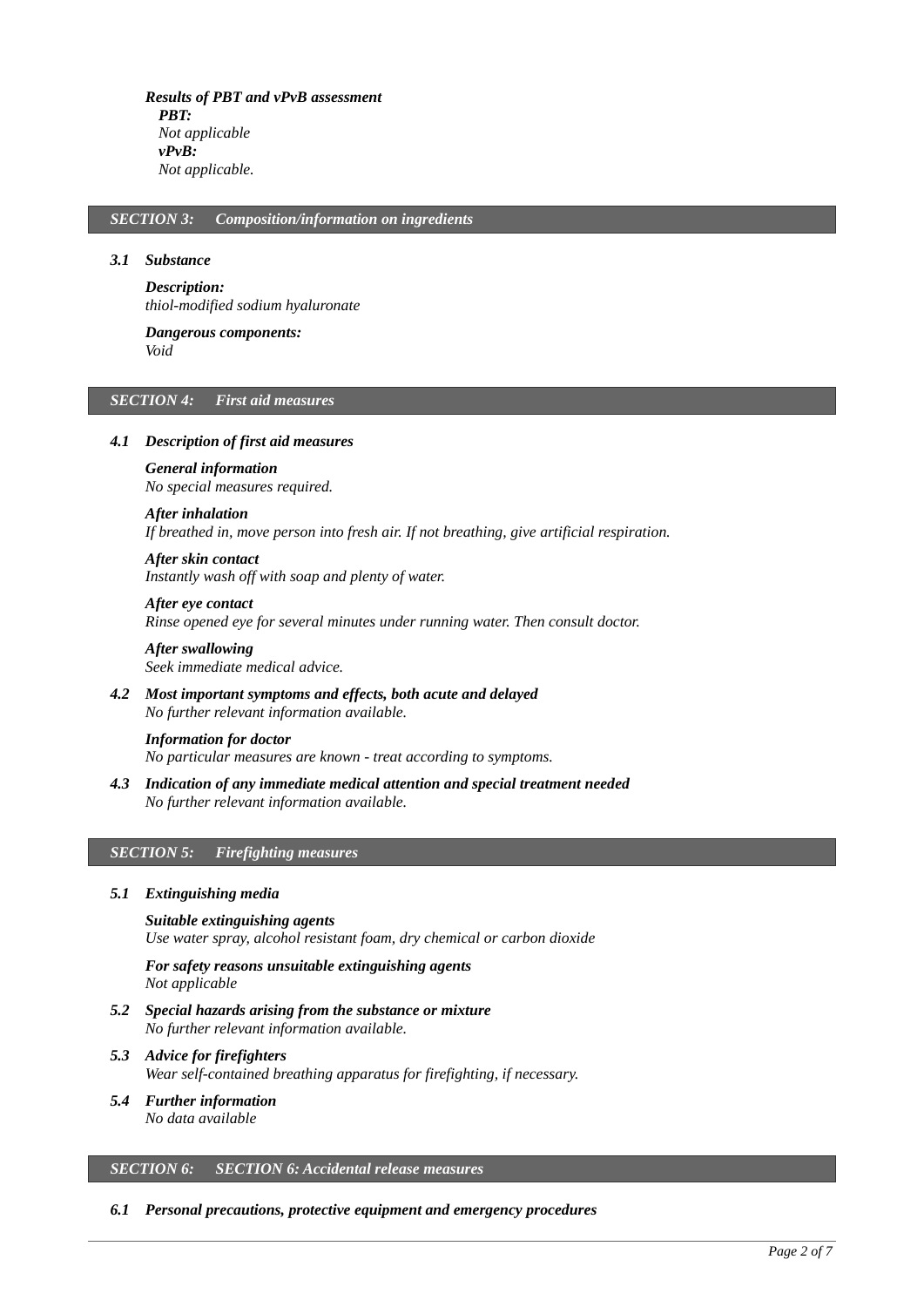***Results of PBT and vPvB assessment***

***PBT:***
*Not applicable*

***vPvB:***
*Not applicable.*

## *SECTION 3: Composition/information on ingredients*

### *3.1 Substance*

***Description:***
*thiol-modified sodium hyaluronate*

***Dangerous components:***
*Void*

## *SECTION 4: First aid measures*

### *4.1 Description of first aid measures*

***General information***
*No special measures required.*

***After inhalation***
*If breathed in, move person into fresh air. If not breathing, give artificial respiration.*

***After skin contact***
*Instantly wash off with soap and plenty of water.*

***After eye contact***
*Rinse opened eye for several minutes under running water. Then consult doctor.*

***After swallowing***
*Seek immediate medical advice.*

### *4.2 Most important symptoms and effects, both acute and delayed*

*No further relevant information available.*

***Information for doctor***
*No particular measures are known - treat according to symptoms.*

### *4.3 Indication of any immediate medical attention and special treatment needed*

*No further relevant information available.*

## *SECTION 5: Firefighting measures*

### *5.1 Extinguishing media*

***Suitable extinguishing agents***
*Use water spray, alcohol resistant foam, dry chemical or carbon dioxide*

***For safety reasons unsuitable extinguishing agents***
*Not applicable*

### *5.2 Special hazards arising from the substance or mixture*

*No further relevant information available.*

### *5.3 Advice for firefighters*

*Wear self-contained breathing apparatus for firefighting, if necessary.*

### *5.4 Further information*

*No data available*

## *SECTION 6: SECTION 6: Accidental release measures*

### *6.1 Personal precautions, protective equipment and emergency procedures*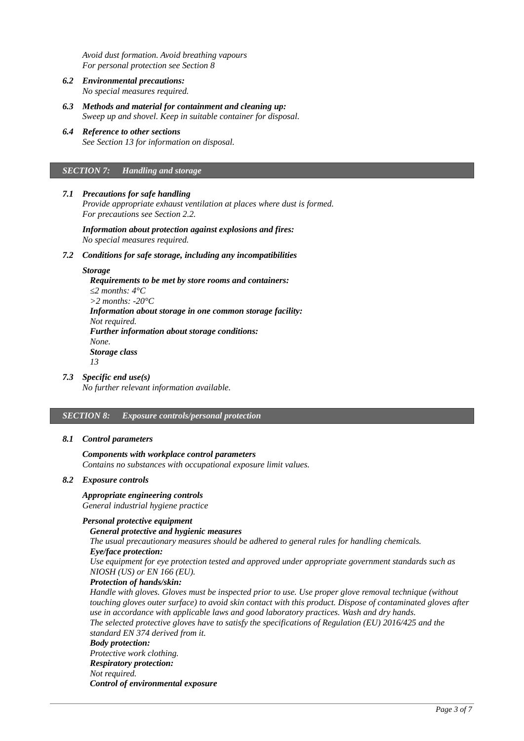*Avoid dust formation. Avoid breathing vapours*
*For personal protection see Section 8*

***6.2 Environmental precautions:***
*No special measures required.*

***6.3 Methods and material for containment and cleaning up:***
*Sweep up and shovel. Keep in suitable container for disposal.*

***6.4 Reference to other sections***
*See Section 13 for information on disposal.*

## *SECTION 7: Handling and storage*

***7.1 Precautions for safe handling***
*Provide appropriate exhaust ventilation at places where dust is formed.*
*For precautions see Section 2.2.*

***Information about protection against explosions and fires:***
*No special measures required.*

***7.2 Conditions for safe storage, including any incompatibilities***

***Storage***
***Requirements to be met by store rooms and containers:***
*≤2 months: 4°C*
*>2 months: -20°C*
***Information about storage in one common storage facility:***
*Not required.*
***Further information about storage conditions:***
*None.*
***Storage class***
*13*

***7.3 Specific end use(s)***
*No further relevant information available.*

## *SECTION 8: Exposure controls/personal protection*

***8.1 Control parameters***

***Components with workplace control parameters***
*Contains no substances with occupational exposure limit values.*

***8.2 Exposure controls***

***Appropriate engineering controls***
*General industrial hygiene practice*

***Personal protective equipment***
***General protective and hygienic measures***
*The usual precautionary measures should be adhered to general rules for handling chemicals.*
***Eye/face protection:***
*Use equipment for eye protection tested and approved under appropriate government standards such as NIOSH (US) or EN 166 (EU).*
***Protection of hands/skin:***
*Handle with gloves. Gloves must be inspected prior to use. Use proper glove removal technique (without touching gloves outer surface) to avoid skin contact with this product. Dispose of contaminated gloves after use in accordance with applicable laws and good laboratory practices. Wash and dry hands.*
*The selected protective gloves have to satisfy the specifications of Regulation (EU) 2016/425 and the standard EN 374 derived from it.*
***Body protection:***
*Protective work clothing.*
***Respiratory protection:***
*Not required.*
***Control of environmental exposure***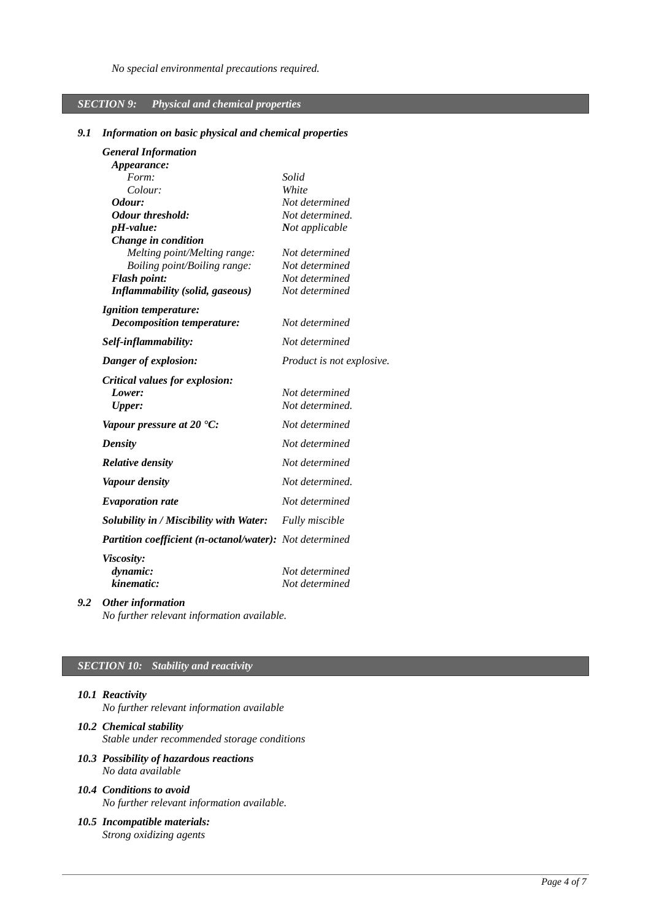*No special environmental precautions required.*

## *SECTION 9: Physical and chemical properties*

### *9.1 Information on basic physical and chemical properties*

| | |
|---|---|
| ***General Information*** | |
| ***Appearance:*** | |
| *Form:* | *Solid* |
| *Colour:* | *White* |
| ***Odour:*** | *Not determined* |
| ***Odour threshold:*** | *Not determined.* |
| ***pH-value:*** | *Not applicable* |
| ***Change in condition*** | |
| *Melting point/Melting range:* | *Not determined* |
| *Boiling point/Boiling range:* | *Not determined* |
| ***Flash point:*** | *Not determined* |
| ***Inflammability (solid, gaseous)*** | *Not determined* |
| ***Ignition temperature:*** | |
| ***Decomposition temperature:*** | *Not determined* |
| ***Self-inflammability:*** | *Not determined* |
| ***Danger of explosion:*** | *Product is not explosive.* |
| ***Critical values for explosion:*** | |
| ***Lower:*** | *Not determined* |
| ***Upper:*** | *Not determined.* |
| ***Vapour pressure at 20 °C:*** | *Not determined* |
| ***Density*** | *Not determined* |
| ***Relative density*** | *Not determined* |
| ***Vapour density*** | *Not determined.* |
| ***Evaporation rate*** | *Not determined* |
| ***Solubility in / Miscibility with Water:*** | *Fully miscible* |
| ***Partition coefficient (n-octanol/water):*** | *Not determined* |
| ***Viscosity:*** | |
| ***dynamic:*** | *Not determined* |
| ***kinematic:*** | *Not determined* |

### *9.2 Other information*

*No further relevant information available.*

## *SECTION 10: Stability and reactivity*

### *10.1 Reactivity*

*No further relevant information available*

### *10.2 Chemical stability*

*Stable under recommended storage conditions*

### *10.3 Possibility of hazardous reactions*

*No data available*

### *10.4 Conditions to avoid*

*No further relevant information available.*

### *10.5 Incompatible materials:*

*Strong oxidizing agents*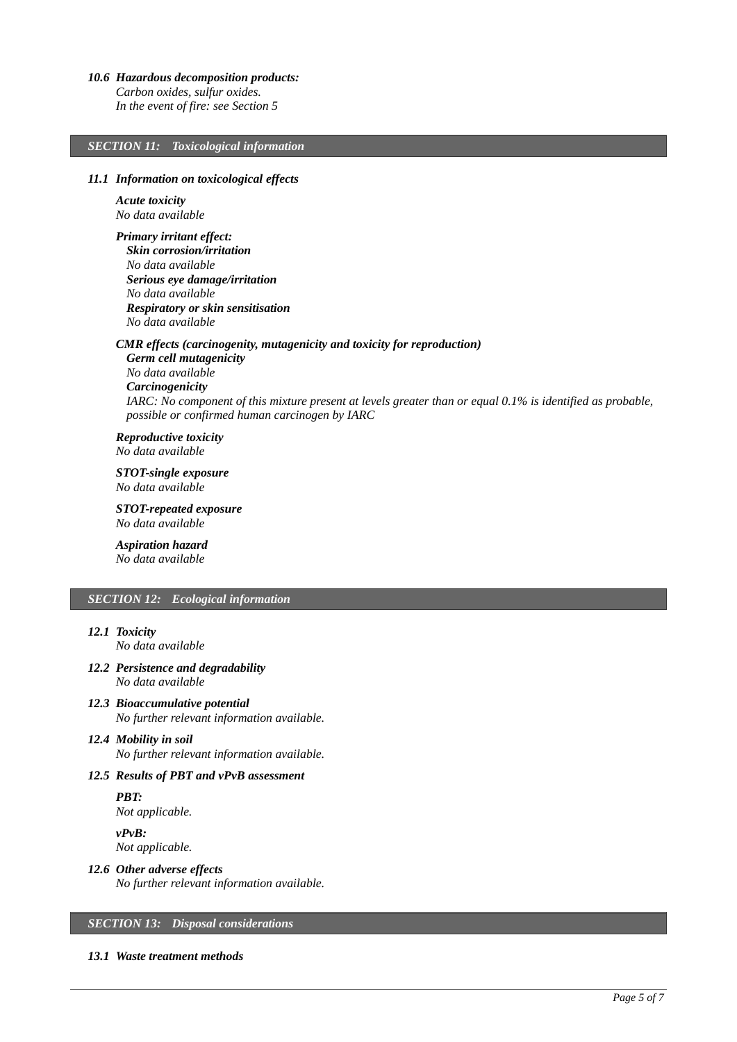### *10.6 Hazardous decomposition products:*

*Carbon oxides, sulfur oxides.*
*In the event of fire: see Section 5*

## *SECTION 11: Toxicological information*

### *11.1 Information on toxicological effects*

***Acute toxicity***
*No data available*

***Primary irritant effect:***

***Skin corrosion/irritation***
*No data available*

***Serious eye damage/irritation***
*No data available*

***Respiratory or skin sensitisation***
*No data available*

***CMR effects (carcinogenity, mutagenicity and toxicity for reproduction)***

***Germ cell mutagenicity***
*No data available*

***Carcinogenicity***
*IARC: No component of this mixture present at levels greater than or equal 0.1% is identified as probable, possible or confirmed human carcinogen by IARC*

***Reproductive toxicity***
*No data available*

***STOT-single exposure***
*No data available*

***STOT-repeated exposure***
*No data available*

***Aspiration hazard***
*No data available*

## *SECTION 12: Ecological information*

### *12.1 Toxicity*

*No data available*

### *12.2 Persistence and degradability*

*No data available*

### *12.3 Bioaccumulative potential*

*No further relevant information available.*

### *12.4 Mobility in soil*

*No further relevant information available.*

### *12.5 Results of PBT and vPvB assessment*

***PBT:***
*Not applicable.*

***vPvB:***
*Not applicable.*

### *12.6 Other adverse effects*

*No further relevant information available.*

## *SECTION 13: Disposal considerations*

### *13.1 Waste treatment methods*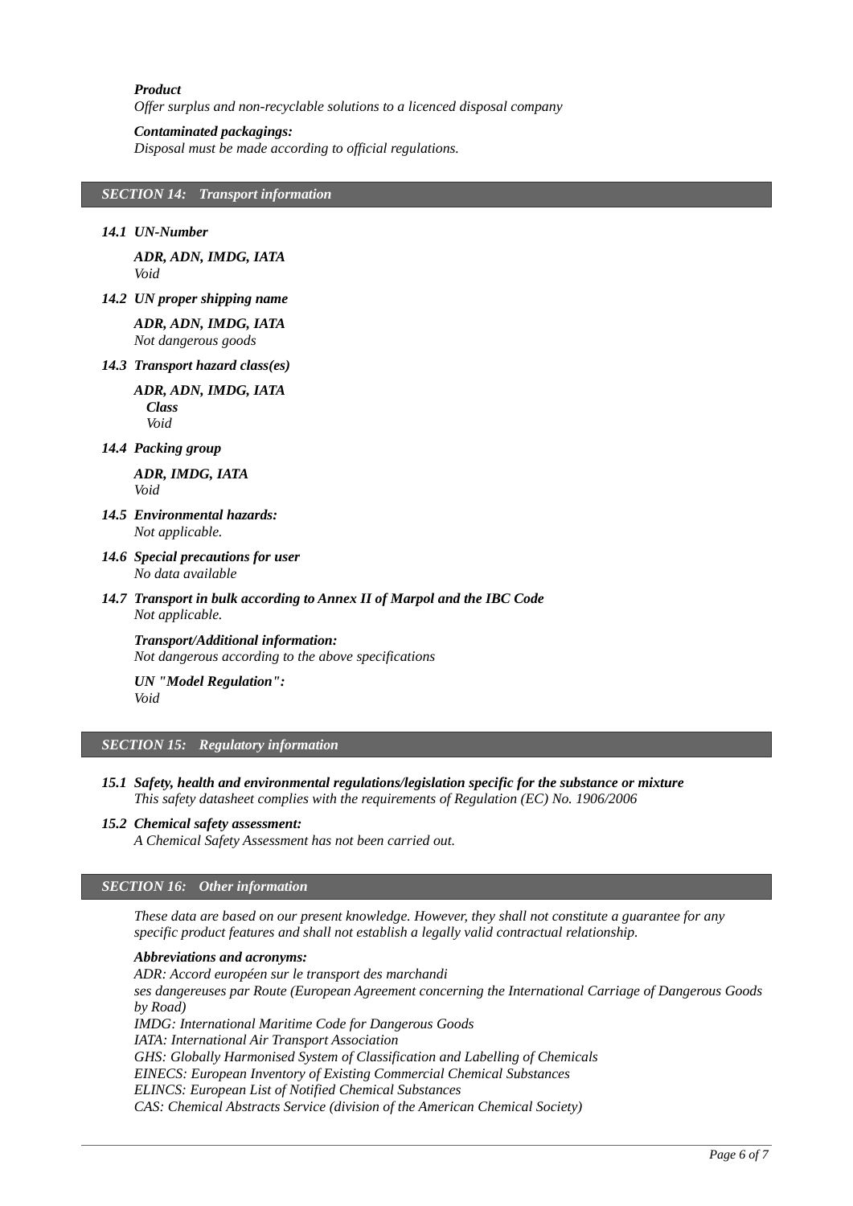***Product***

*Offer surplus and non-recyclable solutions to a licenced disposal company*

***Contaminated packagings:***

*Disposal must be made according to official regulations.*

## *SECTION 14: Transport information*

***14.1 UN-Number***

***ADR, ADN, IMDG, IATA***
*Void*

***14.2 UN proper shipping name***

***ADR, ADN, IMDG, IATA***
*Not dangerous goods*

***14.3 Transport hazard class(es)***

***ADR, ADN, IMDG, IATA***
***Class***
*Void*

***14.4 Packing group***

***ADR, IMDG, IATA***
*Void*

***14.5 Environmental hazards:***
*Not applicable.*

***14.6 Special precautions for user***
*No data available*

***14.7 Transport in bulk according to Annex II of Marpol and the IBC Code***
*Not applicable.*

***Transport/Additional information:***
*Not dangerous according to the above specifications*

***UN "Model Regulation":***
*Void*

## *SECTION 15: Regulatory information*

***15.1 Safety, health and environmental regulations/legislation specific for the substance or mixture***
*This safety datasheet complies with the requirements of Regulation (EC) No. 1906/2006*

***15.2 Chemical safety assessment:***
*A Chemical Safety Assessment has not been carried out.*

## *SECTION 16: Other information*

*These data are based on our present knowledge. However, they shall not constitute a guarantee for any specific product features and shall not establish a legally valid contractual relationship.*

***Abbreviations and acronyms:***

*ADR: Accord européen sur le transport des marchandi*
*ses dangereuses par Route (European Agreement concerning the International Carriage of Dangerous Goods by Road)*
*IMDG: International Maritime Code for Dangerous Goods*
*IATA: International Air Transport Association*
*GHS: Globally Harmonised System of Classification and Labelling of Chemicals*
*EINECS: European Inventory of Existing Commercial Chemical Substances*
*ELINCS: European List of Notified Chemical Substances*
*CAS: Chemical Abstracts Service (division of the American Chemical Society)*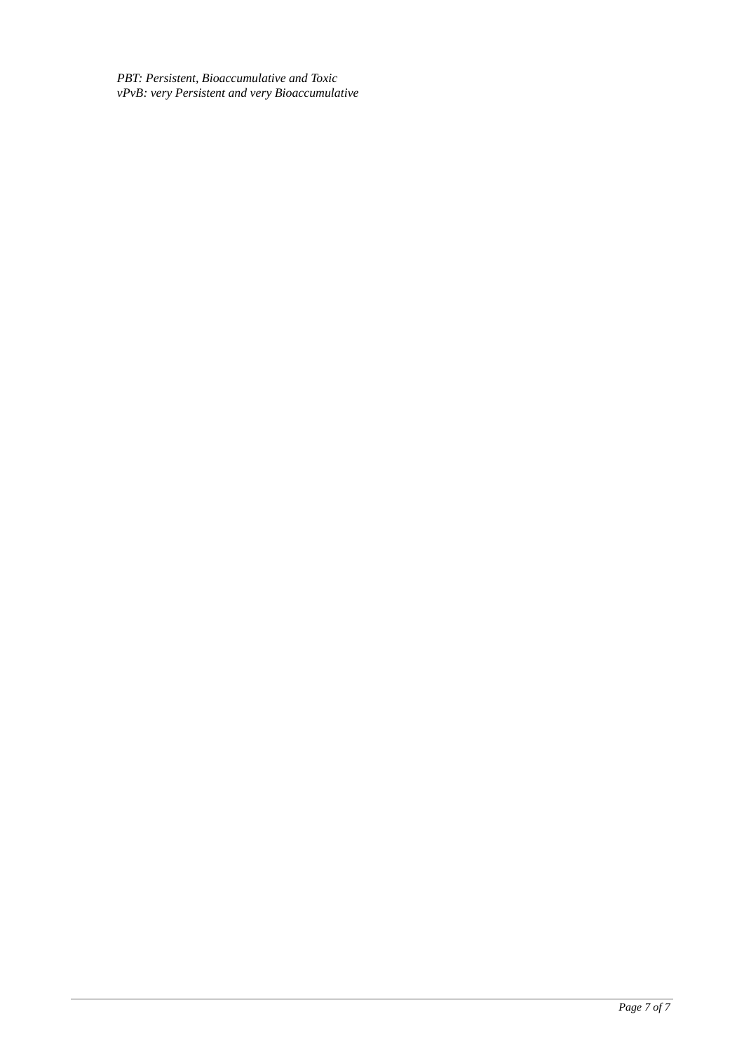*PBT: Persistent, Bioaccumulative and Toxic*
*vPvB: very Persistent and very Bioaccumulative*